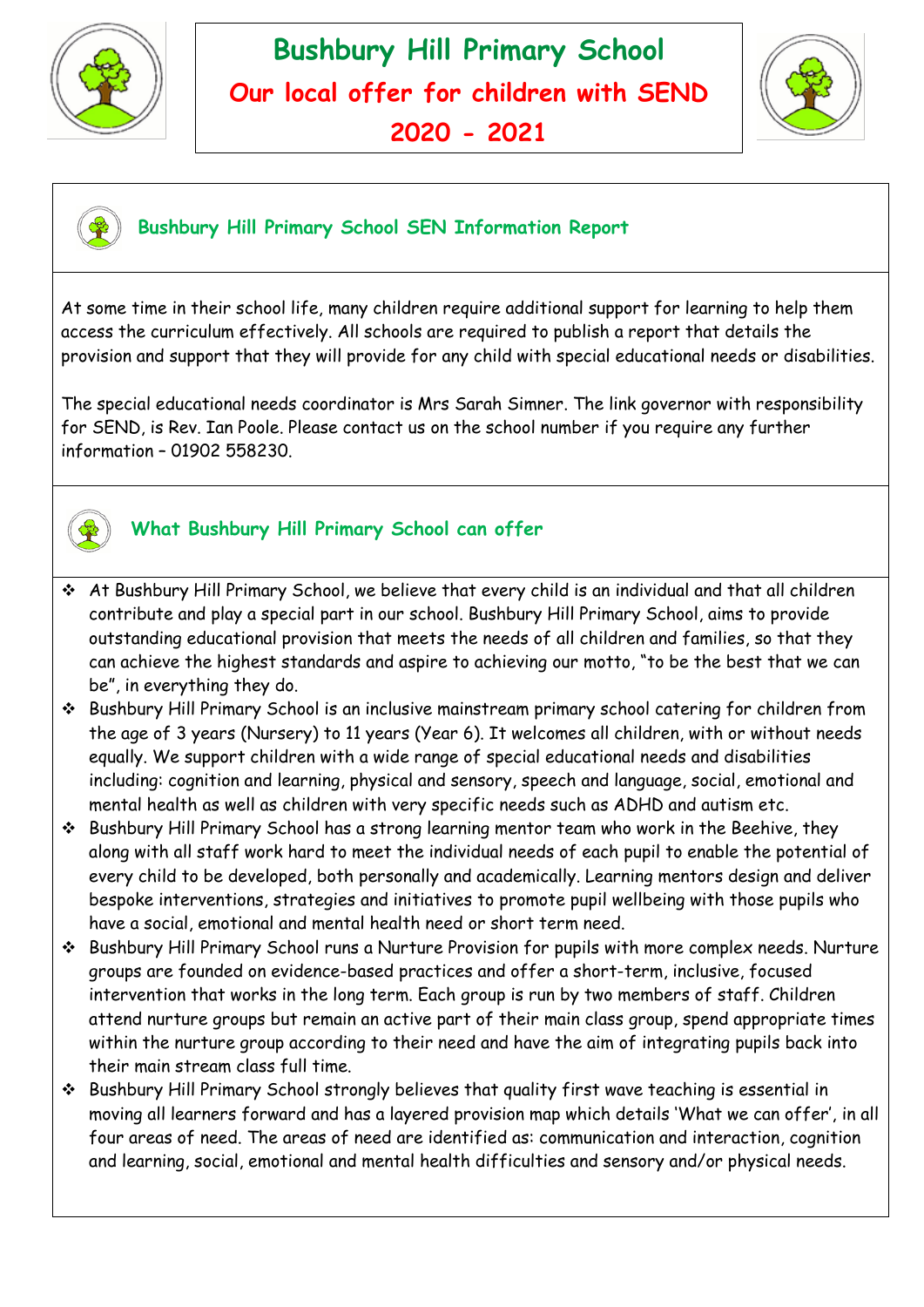# Bushbury Hill Primary School

## Our local offer for children with SEND

## 2020 - 2021

### Bushbury Hill Primary School SEN Information Report

At some time in their school life, many children require additional support for learning to help them access the curriculum effectively. All schools are required to publish a report that details the provision and support that they will provide for any child with special educational needs or disabilities.

The special educational needs coordinator is Mrs Sarah Simner. The link governor with responsibility for SEND, is Rev. Ian Poole. Please contact us on the school number if you require any further information – 01902 558230.

### What Bushbury Hill Primary School can offer

- At Bushbury Hill Primary School, we believe that every child is an individual and that all children contribute and play a special part in our school. Bushbury Hill Primary School, aims to provide outstanding educational provision that meets the needs of all children and families, so that they can achieve the highest standards and aspire to achieving our motto, "to be the best that we can be", in everything they do.
- Bushbury Hill Primary School is an inclusive mainstream primary school catering for children from the age of 3 years (Nursery) to 11 years (Year 6). It welcomes all children, with or without needs equally. We support children with a wide range of special educational needs and disabilities including: cognition and learning, physical and sensory, speech and language, social, emotional and mental health as well as children with very specific needs such as ADHD and autism etc.
- Bushbury Hill Primary School has a strong learning mentor team who work in the Beehive, they along with all staff work hard to meet the individual needs of each pupil to enable the potential of every child to be developed, both personally and academically. Learning mentors design and deliver bespoke interventions, strategies and initiatives to promote pupil wellbeing with those pupils who have a social, emotional and mental health need or short term need.
- Bushbury Hill Primary School runs a Nurture Provision for pupils with more complex needs. Nurture groups are founded on evidence-based practices and offer a short-term, inclusive, focused intervention that works in the long term. Each group is run by two members of staff. Children attend nurture groups but remain an active part of their main class group, spend appropriate times within the nurture group according to their need and have the aim of integrating pupils back into their main stream class full time.
- Bushbury Hill Primary School strongly believes that quality first wave teaching is essential in moving all learners forward and has a layered provision map which details 'What we can offer', in all four areas of need. The areas of need are identified as: communication and interaction, cognition and learning, social, emotional and mental health difficulties and sensory and/or physical needs.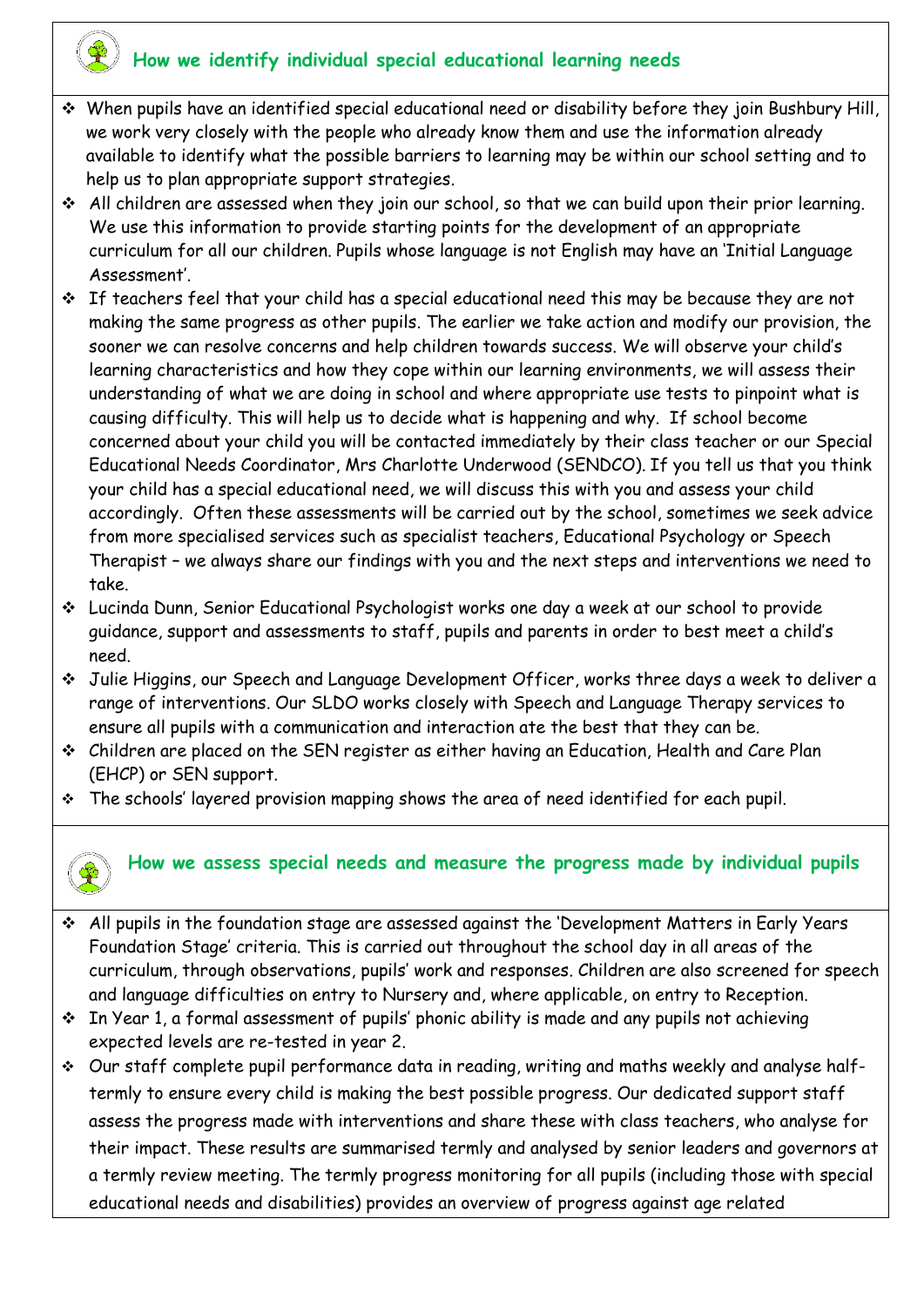## How we identify individual special educational learning needs

- When pupils have an identified special educational need or disability before they join Bushbury Hill, we work very closely with the people who already know them and use the information already available to identify what the possible barriers to learning may be within our school setting and to help us to plan appropriate support strategies.
- All children are assessed when they join our school, so that we can build upon their prior learning. We use this information to provide starting points for the development of an appropriate curriculum for all our children. Pupils whose language is not English may have an 'Initial Language Assessment'.
- If teachers feel that your child has a special educational need this may be because they are not making the same progress as other pupils. The earlier we take action and modify our provision, the sooner we can resolve concerns and help children towards success. We will observe your child's learning characteristics and how they cope within our learning environments, we will assess their understanding of what we are doing in school and where appropriate use tests to pinpoint what is causing difficulty. This will help us to decide what is happening and why. If school become concerned about your child you will be contacted immediately by their class teacher or our Special Educational Needs Coordinator, Mrs Charlotte Underwood (SENDCO). If you tell us that you think your child has a special educational need, we will discuss this with you and assess your child accordingly. Often these assessments will be carried out by the school, sometimes we seek advice from more specialised services such as specialist teachers, Educational Psychology or Speech Therapist – we always share our findings with you and the next steps and interventions we need to take.
- Lucinda Dunn, Senior Educational Psychologist works one day a week at our school to provide guidance, support and assessments to staff, pupils and parents in order to best meet a child's need.
- Julie Higgins, our Speech and Language Development Officer, works three days a week to deliver a range of interventions. Our SLDO works closely with Speech and Language Therapy services to ensure all pupils with a communication and interaction ate the best that they can be.
- Children are placed on the SEN register as either having an Education, Health and Care Plan (EHCP) or SEN support.
- The schools' layered provision mapping shows the area of need identified for each pupil.

## How we assess special needs and measure the progress made by individual pupils

- All pupils in the foundation stage are assessed against the 'Development Matters in Early Years Foundation Stage' criteria. This is carried out throughout the school day in all areas of the curriculum, through observations, pupils' work and responses. Children are also screened for speech and language difficulties on entry to Nursery and, where applicable, on entry to Reception.
- In Year 1, a formal assessment of pupils' phonic ability is made and any pupils not achieving expected levels are re-tested in year 2.
- Our staff complete pupil performance data in reading, writing and maths weekly and analyse half-termly to ensure every child is making the best possible progress. Our dedicated support staff assess the progress made with interventions and share these with class teachers, who analyse for their impact. These results are summarised termly and analysed by senior leaders and governors at a termly review meeting. The termly progress monitoring for all pupils (including those with special educational needs and disabilities) provides an overview of progress against age related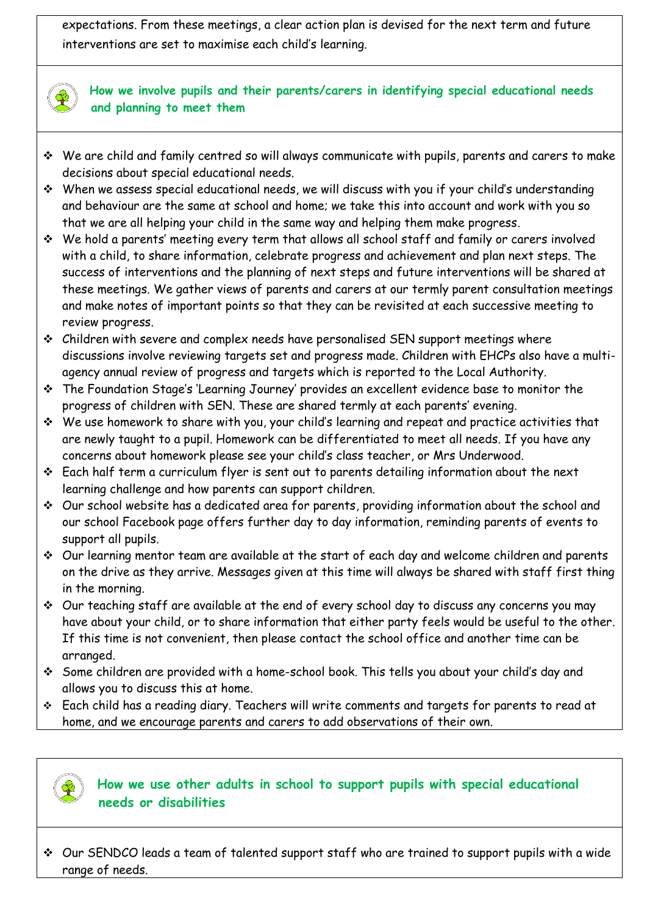expectations. From these meetings, a clear action plan is devised for the next term and future interventions are set to maximise each child's learning.

## How we involve pupils and their parents/carers in identifying special educational needs and planning to meet them

- We are child and family centred so will always communicate with pupils, parents and carers to make decisions about special educational needs.
- When we assess special educational needs, we will discuss with you if your child's understanding and behaviour are the same at school and home; we take this into account and work with you so that we are all helping your child in the same way and helping them make progress.
- We hold a parents' meeting every term that allows all school staff and family or carers involved with a child, to share information, celebrate progress and achievement and plan next steps. The success of interventions and the planning of next steps and future interventions will be shared at these meetings. We gather views of parents and carers at our termly parent consultation meetings and make notes of important points so that they can be revisited at each successive meeting to review progress.
- Children with severe and complex needs have personalised SEN support meetings where discussions involve reviewing targets set and progress made. Children with EHCPs also have a multi-agency annual review of progress and targets which is reported to the Local Authority.
- The Foundation Stage's 'Learning Journey' provides an excellent evidence base to monitor the progress of children with SEN. These are shared termly at each parents' evening.
- We use homework to share with you, your child's learning and repeat and practice activities that are newly taught to a pupil. Homework can be differentiated to meet all needs. If you have any concerns about homework please see your child's class teacher, or Mrs Underwood.
- Each half term a curriculum flyer is sent out to parents detailing information about the next learning challenge and how parents can support children.
- Our school website has a dedicated area for parents, providing information about the school and our school Facebook page offers further day to day information, reminding parents of events to support all pupils.
- Our learning mentor team are available at the start of each day and welcome children and parents on the drive as they arrive. Messages given at this time will always be shared with staff first thing in the morning.
- Our teaching staff are available at the end of every school day to discuss any concerns you may have about your child, or to share information that either party feels would be useful to the other. If this time is not convenient, then please contact the school office and another time can be arranged.
- Some children are provided with a home-school book. This tells you about your child's day and allows you to discuss this at home.
- Each child has a reading diary. Teachers will write comments and targets for parents to read at home, and we encourage parents and carers to add observations of their own.

## How we use other adults in school to support pupils with special educational needs or disabilities

- Our SENDCO leads a team of talented support staff who are trained to support pupils with a wide range of needs.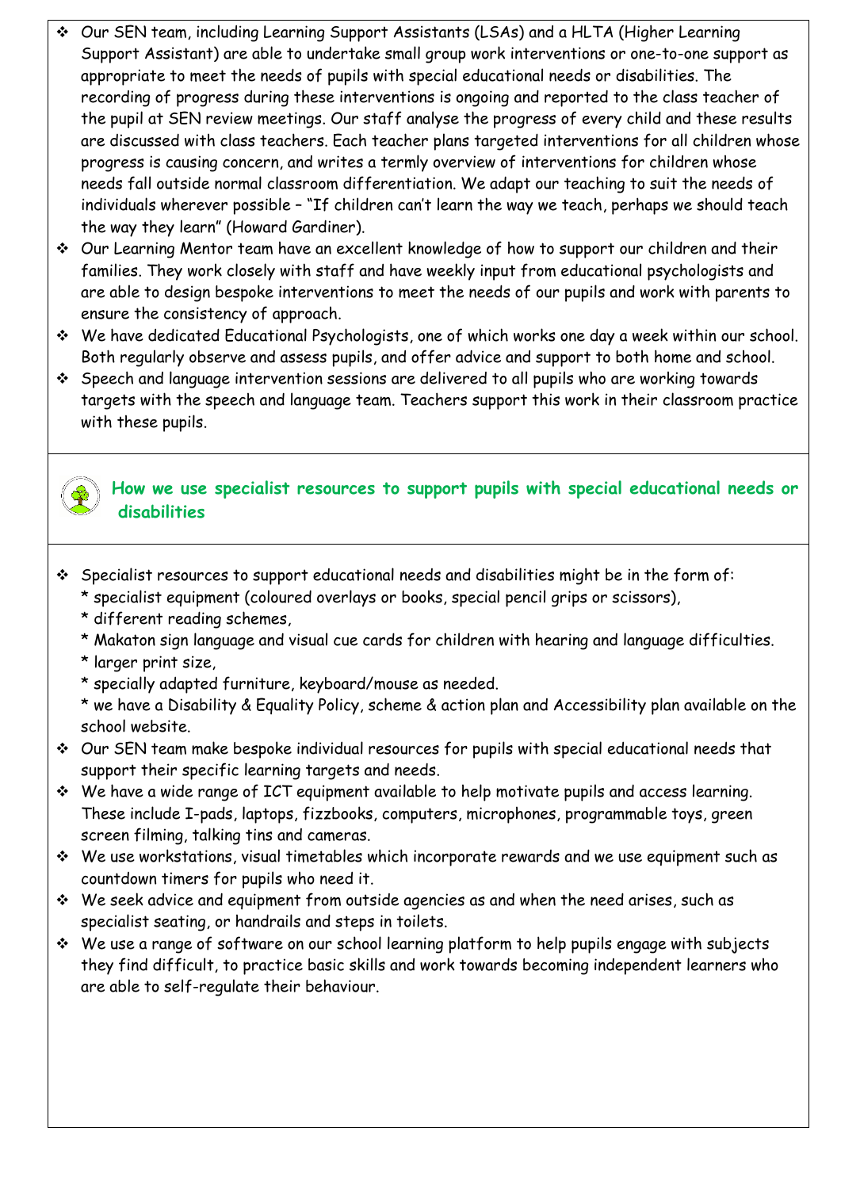- Our SEN team, including Learning Support Assistants (LSAs) and a HLTA (Higher Learning Support Assistant) are able to undertake small group work interventions or one-to-one support as appropriate to meet the needs of pupils with special educational needs or disabilities. The recording of progress during these interventions is ongoing and reported to the class teacher of the pupil at SEN review meetings. Our staff analyse the progress of every child and these results are discussed with class teachers. Each teacher plans targeted interventions for all children whose progress is causing concern, and writes a termly overview of interventions for children whose needs fall outside normal classroom differentiation. We adapt our teaching to suit the needs of individuals wherever possible – "If children can't learn the way we teach, perhaps we should teach the way they learn" (Howard Gardiner).
- Our Learning Mentor team have an excellent knowledge of how to support our children and their families. They work closely with staff and have weekly input from educational psychologists and are able to design bespoke interventions to meet the needs of our pupils and work with parents to ensure the consistency of approach.
- We have dedicated Educational Psychologists, one of which works one day a week within our school. Both regularly observe and assess pupils, and offer advice and support to both home and school.
- Speech and language intervention sessions are delivered to all pupils who are working towards targets with the speech and language team. Teachers support this work in their classroom practice with these pupils.

## How we use specialist resources to support pupils with special educational needs or disabilities

- Specialist resources to support educational needs and disabilities might be in the form of:
  * specialist equipment (coloured overlays or books, special pencil grips or scissors),
  * different reading schemes,
  * Makaton sign language and visual cue cards for children with hearing and language difficulties.
  * larger print size,
  * specially adapted furniture, keyboard/mouse as needed.
  * we have a Disability & Equality Policy, scheme & action plan and Accessibility plan available on the school website.
- Our SEN team make bespoke individual resources for pupils with special educational needs that support their specific learning targets and needs.
- We have a wide range of ICT equipment available to help motivate pupils and access learning. These include I-pads, laptops, fizzbooks, computers, microphones, programmable toys, green screen filming, talking tins and cameras.
- We use workstations, visual timetables which incorporate rewards and we use equipment such as countdown timers for pupils who need it.
- We seek advice and equipment from outside agencies as and when the need arises, such as specialist seating, or handrails and steps in toilets.
- We use a range of software on our school learning platform to help pupils engage with subjects they find difficult, to practice basic skills and work towards becoming independent learners who are able to self-regulate their behaviour.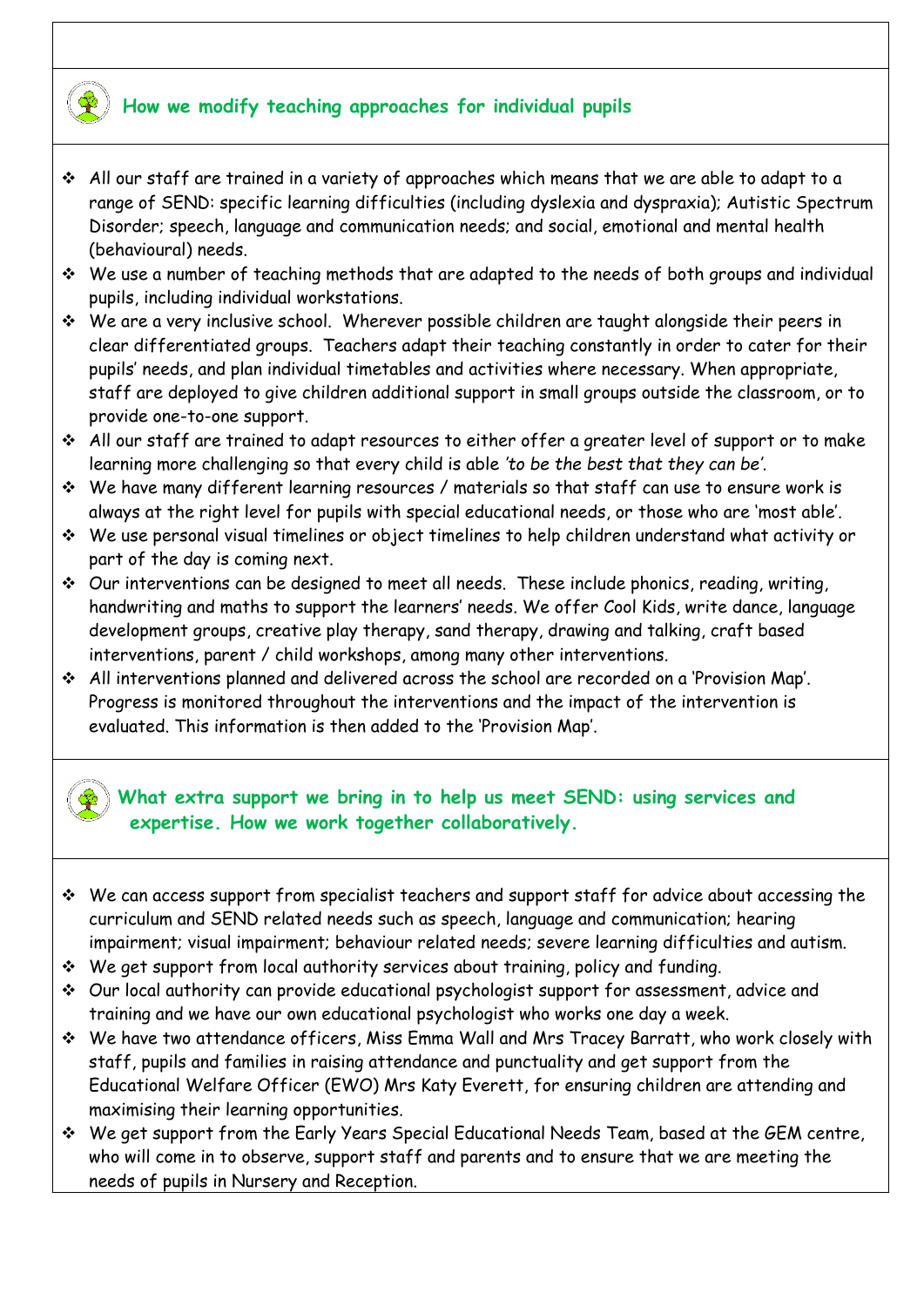## How we modify teaching approaches for individual pupils

- All our staff are trained in a variety of approaches which means that we are able to adapt to a range of SEND: specific learning difficulties (including dyslexia and dyspraxia); Autistic Spectrum Disorder; speech, language and communication needs; and social, emotional and mental health (behavioural) needs.
- We use a number of teaching methods that are adapted to the needs of both groups and individual pupils, including individual workstations.
- We are a very inclusive school. Wherever possible children are taught alongside their peers in clear differentiated groups. Teachers adapt their teaching constantly in order to cater for their pupils' needs, and plan individual timetables and activities where necessary. When appropriate, staff are deployed to give children additional support in small groups outside the classroom, or to provide one-to-one support.
- All our staff are trained to adapt resources to either offer a greater level of support or to make learning more challenging so that every child is able *'to be the best that they can be'*.
- We have many different learning resources / materials so that staff can use to ensure work is always at the right level for pupils with special educational needs, or those who are 'most able'.
- We use personal visual timelines or object timelines to help children understand what activity or part of the day is coming next.
- Our interventions can be designed to meet all needs. These include phonics, reading, writing, handwriting and maths to support the learners' needs. We offer Cool Kids, write dance, language development groups, creative play therapy, sand therapy, drawing and talking, craft based interventions, parent / child workshops, among many other interventions.
- All interventions planned and delivered across the school are recorded on a 'Provision Map'. Progress is monitored throughout the interventions and the impact of the intervention is evaluated. This information is then added to the 'Provision Map'.

## What extra support we bring in to help us meet SEND: using services and expertise. How we work together collaboratively.

- We can access support from specialist teachers and support staff for advice about accessing the curriculum and SEND related needs such as speech, language and communication; hearing impairment; visual impairment; behaviour related needs; severe learning difficulties and autism.
- We get support from local authority services about training, policy and funding.
- Our local authority can provide educational psychologist support for assessment, advice and training and we have our own educational psychologist who works one day a week.
- We have two attendance officers, Miss Emma Wall and Mrs Tracey Barratt, who work closely with staff, pupils and families in raising attendance and punctuality and get support from the Educational Welfare Officer (EWO) Mrs Katy Everett, for ensuring children are attending and maximising their learning opportunities.
- We get support from the Early Years Special Educational Needs Team, based at the GEM centre, who will come in to observe, support staff and parents and to ensure that we are meeting the needs of pupils in Nursery and Reception.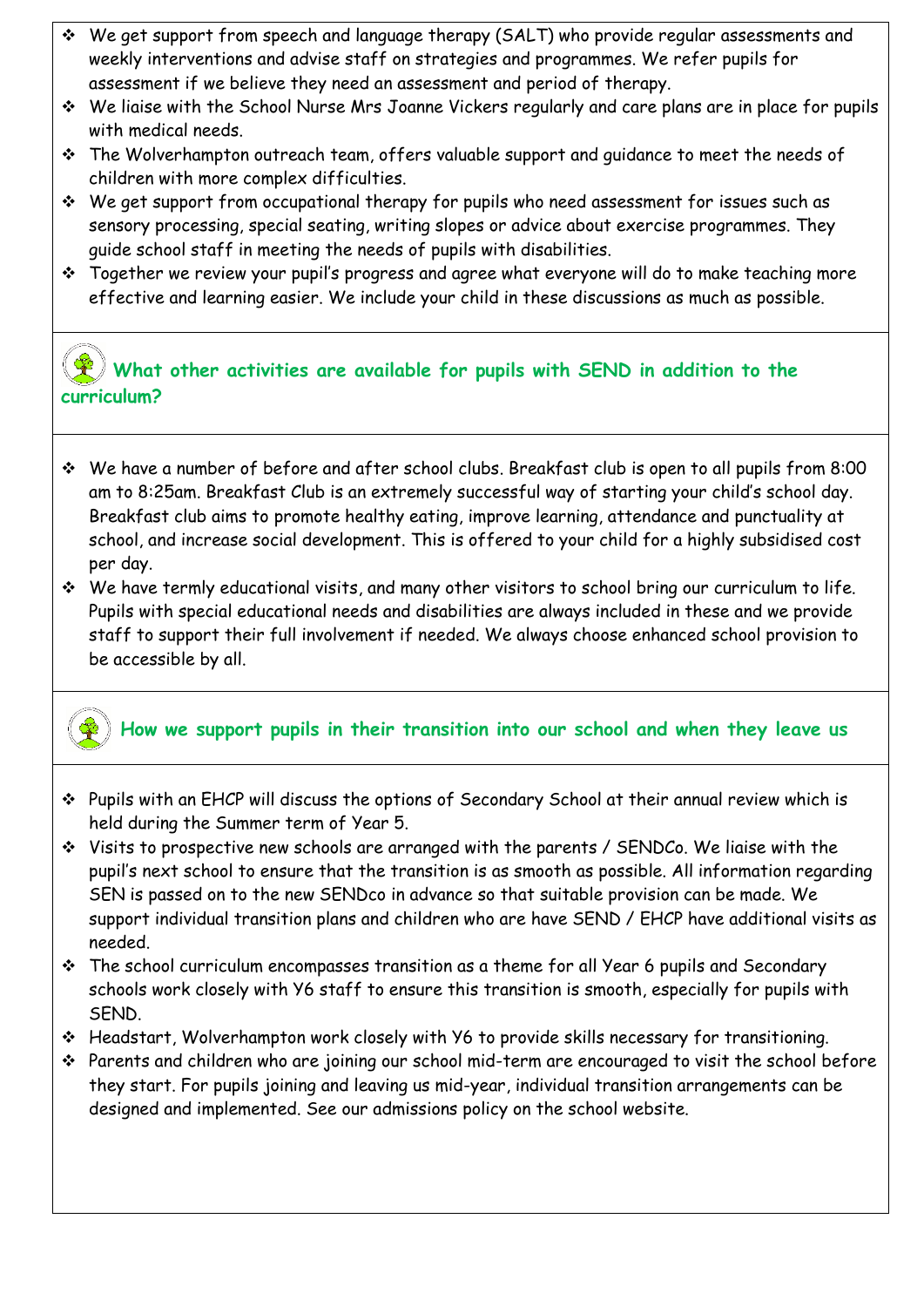- We get support from speech and language therapy (SALT) who provide regular assessments and weekly interventions and advise staff on strategies and programmes. We refer pupils for assessment if we believe they need an assessment and period of therapy.
- We liaise with the School Nurse Mrs Joanne Vickers regularly and care plans are in place for pupils with medical needs.
- The Wolverhampton outreach team, offers valuable support and guidance to meet the needs of children with more complex difficulties.
- We get support from occupational therapy for pupils who need assessment for issues such as sensory processing, special seating, writing slopes or advice about exercise programmes. They guide school staff in meeting the needs of pupils with disabilities.
- Together we review your pupil's progress and agree what everyone will do to make teaching more effective and learning easier. We include your child in these discussions as much as possible.

## What other activities are available for pupils with SEND in addition to the curriculum?

- We have a number of before and after school clubs. Breakfast club is open to all pupils from 8:00 am to 8:25am. Breakfast Club is an extremely successful way of starting your child's school day. Breakfast club aims to promote healthy eating, improve learning, attendance and punctuality at school, and increase social development. This is offered to your child for a highly subsidised cost per day.
- We have termly educational visits, and many other visitors to school bring our curriculum to life. Pupils with special educational needs and disabilities are always included in these and we provide staff to support their full involvement if needed. We always choose enhanced school provision to be accessible by all.

## How we support pupils in their transition into our school and when they leave us

- Pupils with an EHCP will discuss the options of Secondary School at their annual review which is held during the Summer term of Year 5.
- Visits to prospective new schools are arranged with the parents / SENDCo. We liaise with the pupil's next school to ensure that the transition is as smooth as possible. All information regarding SEN is passed on to the new SENDco in advance so that suitable provision can be made. We support individual transition plans and children who are have SEND / EHCP have additional visits as needed.
- The school curriculum encompasses transition as a theme for all Year 6 pupils and Secondary schools work closely with Y6 staff to ensure this transition is smooth, especially for pupils with SEND.
- Headstart, Wolverhampton work closely with Y6 to provide skills necessary for transitioning.
- Parents and children who are joining our school mid-term are encouraged to visit the school before they start. For pupils joining and leaving us mid-year, individual transition arrangements can be designed and implemented. See our admissions policy on the school website.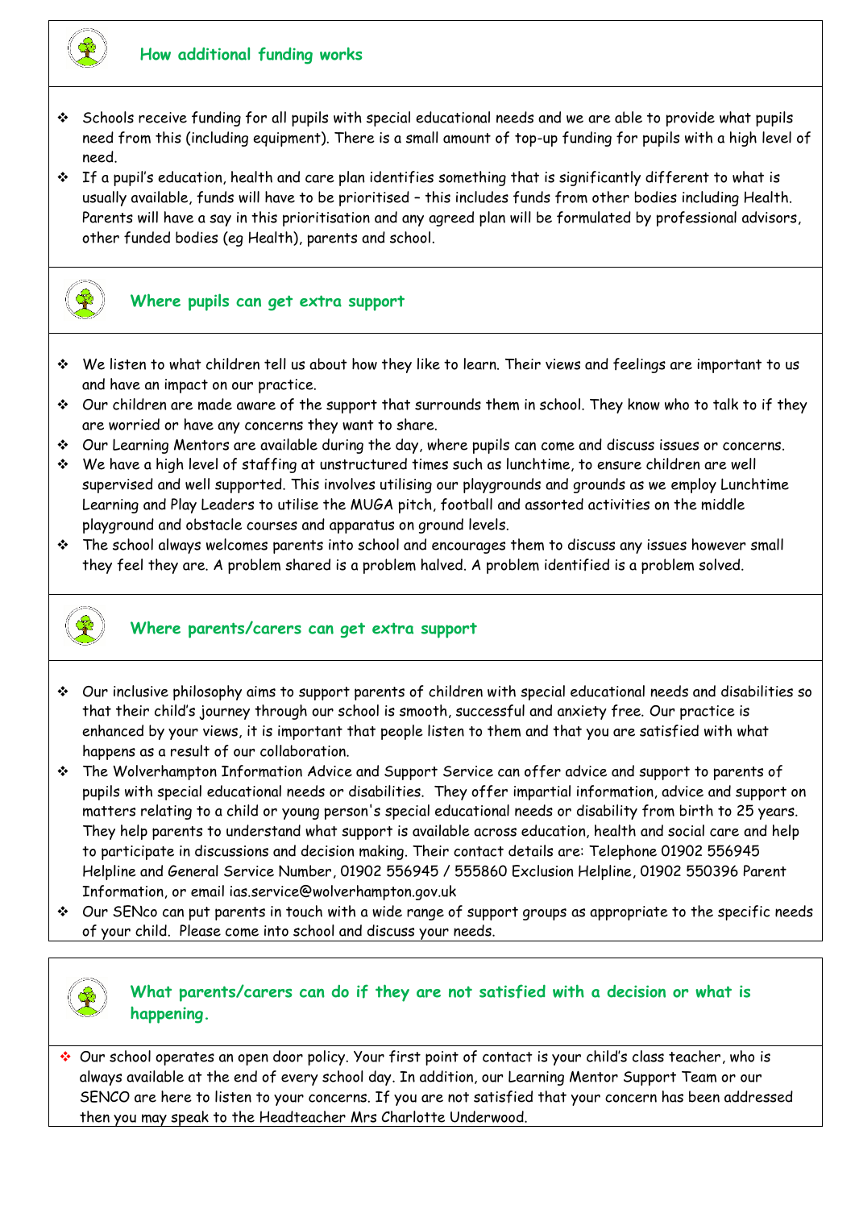## How additional funding works

- Schools receive funding for all pupils with special educational needs and we are able to provide what pupils need from this (including equipment). There is a small amount of top-up funding for pupils with a high level of need.
- If a pupil's education, health and care plan identifies something that is significantly different to what is usually available, funds will have to be prioritised – this includes funds from other bodies including Health. Parents will have a say in this prioritisation and any agreed plan will be formulated by professional advisors, other funded bodies (eg Health), parents and school.

## Where pupils can get extra support

- We listen to what children tell us about how they like to learn. Their views and feelings are important to us and have an impact on our practice.
- Our children are made aware of the support that surrounds them in school. They know who to talk to if they are worried or have any concerns they want to share.
- Our Learning Mentors are available during the day, where pupils can come and discuss issues or concerns.
- We have a high level of staffing at unstructured times such as lunchtime, to ensure children are well supervised and well supported. This involves utilising our playgrounds and grounds as we employ Lunchtime Learning and Play Leaders to utilise the MUGA pitch, football and assorted activities on the middle playground and obstacle courses and apparatus on ground levels.
- The school always welcomes parents into school and encourages them to discuss any issues however small they feel they are. A problem shared is a problem halved. A problem identified is a problem solved.

## Where parents/carers can get extra support

- Our inclusive philosophy aims to support parents of children with special educational needs and disabilities so that their child's journey through our school is smooth, successful and anxiety free. Our practice is enhanced by your views, it is important that people listen to them and that you are satisfied with what happens as a result of our collaboration.
- The Wolverhampton Information Advice and Support Service can offer advice and support to parents of pupils with special educational needs or disabilities. They offer impartial information, advice and support on matters relating to a child or young person's special educational needs or disability from birth to 25 years. They help parents to understand what support is available across education, health and social care and help to participate in discussions and decision making. Their contact details are: Telephone 01902 556945 Helpline and General Service Number, 01902 556945 / 555860 Exclusion Helpline, 01902 550396 Parent Information, or email ias.service@wolverhampton.gov.uk
- Our SENco can put parents in touch with a wide range of support groups as appropriate to the specific needs of your child. Please come into school and discuss your needs.

## What parents/carers can do if they are not satisfied with a decision or what is happening.

- Our school operates an open door policy. Your first point of contact is your child's class teacher, who is always available at the end of every school day. In addition, our Learning Mentor Support Team or our SENCO are here to listen to your concerns. If you are not satisfied that your concern has been addressed then you may speak to the Headteacher Mrs Charlotte Underwood.